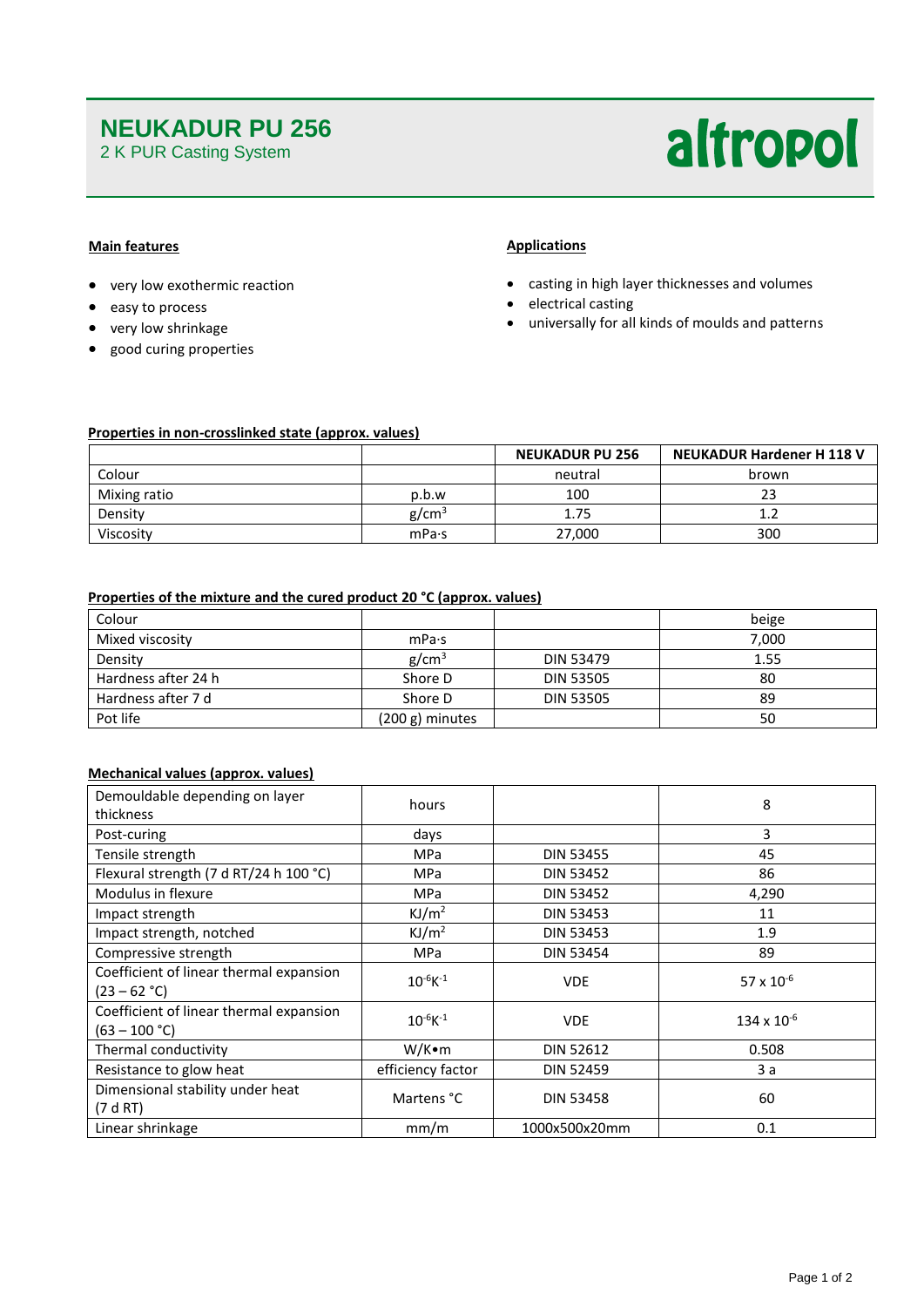# NEUKADUR PU 256

2 K PUR Casting System

altropol

## Main features

- very low exothermic reaction
- easy to process
- very low shrinkage
- good curing properties

## Applications

- casting in high layer thicknesses and volumes
- electrical casting
- universally for all kinds of moulds and patterns

## Properties in non-crosslinked state (approx. values)

| | | NEUKADUR PU 256 | NEUKADUR Hardener H 118 V |
|---|---|---|---|
| Colour | | neutral | brown |
| Mixing ratio | p.b.w | 100 | 23 |
| Density | $g/cm^3$ | 1.75 | 1.2 |
| Viscosity | mPa·s | 27,000 | 300 |

## Properties of the mixture and the cured product 20 °C (approx. values)

| | | | |
|---|---|---|---|
| Colour | | | beige |
| Mixed viscosity | mPa·s | | 7,000 |
| Density | $g/cm^3$ | DIN 53479 | 1.55 |
| Hardness after 24 h | Shore D | DIN 53505 | 80 |
| Hardness after 7 d | Shore D | DIN 53505 | 89 |
| Pot life | (200 g) minutes | | 50 |

## Mechanical values (approx. values)

| | | | |
|---|---|---|---|
| Demouldable depending on layer thickness | hours | | 8 |
| Post-curing | days | | 3 |
| Tensile strength | MPa | DIN 53455 | 45 |
| Flexural strength (7 d RT/24 h 100 °C) | MPa | DIN 53452 | 86 |
| Modulus in flexure | MPa | DIN 53452 | 4,290 |
| Impact strength | $KJ/m^2$ | DIN 53453 | 11 |
| Impact strength, notched | $KJ/m^2$ | DIN 53453 | 1.9 |
| Compressive strength | MPa | DIN 53454 | 89 |
| Coefficient of linear thermal expansion (23 – 62 °C) | $10^{-6}K^{-1}$ | VDE | $57 \times 10^{-6}$ |
| Coefficient of linear thermal expansion (63 – 100 °C) | $10^{-6}K^{-1}$ | VDE | $134 \times 10^{-6}$ |
| Thermal conductivity | W/K•m | DIN 52612 | 0.508 |
| Resistance to glow heat | efficiency factor | DIN 52459 | 3 a |
| Dimensional stability under heat (7 d RT) | Martens °C | DIN 53458 | 60 |
| Linear shrinkage | mm/m | 1000x500x20mm | 0.1 |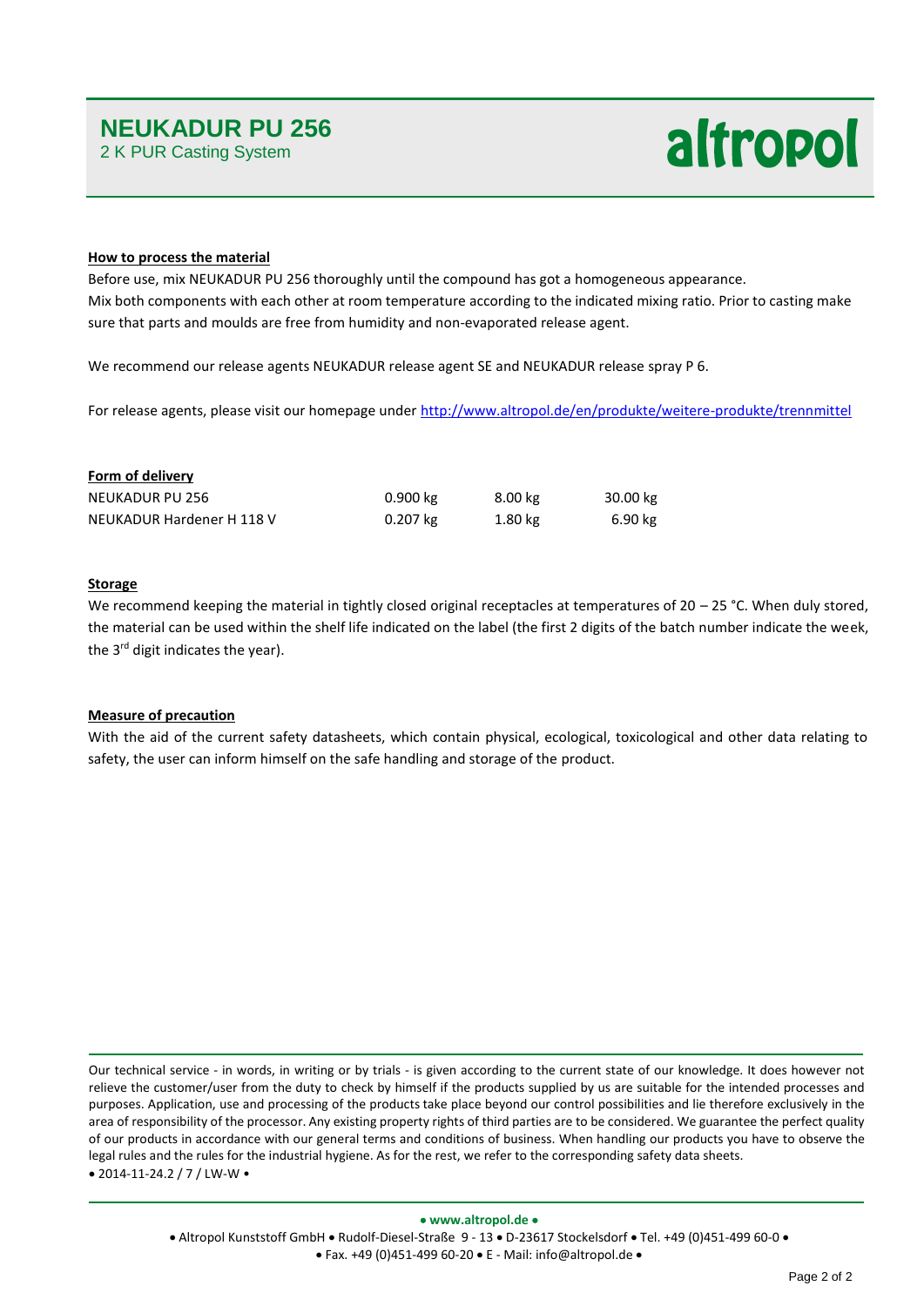# NEUKADUR PU 256

2 K PUR Casting System

altropol

**How to process the material**

Before use, mix NEUKADUR PU 256 thoroughly until the compound has got a homogeneous appearance.
Mix both components with each other at room temperature according to the indicated mixing ratio. Prior to casting make sure that parts and moulds are free from humidity and non-evaporated release agent.

We recommend our release agents NEUKADUR release agent SE and NEUKADUR release spray P 6.

For release agents, please visit our homepage under http://www.altropol.de/en/produkte/weitere-produkte/trennmittel

**Form of delivery**

| | | | |
|---|---|---|---|
| NEUKADUR PU 256 | 0.900 kg | 8.00 kg | 30.00 kg |
| NEUKADUR Hardener H 118 V | 0.207 kg | 1.80 kg | 6.90 kg |

**Storage**

We recommend keeping the material in tightly closed original receptacles at temperatures of 20 – 25 °C. When duly stored, the material can be used within the shelf life indicated on the label (the first 2 digits of the batch number indicate the week, the 3rd digit indicates the year).

**Measure of precaution**

With the aid of the current safety datasheets, which contain physical, ecological, toxicological and other data relating to safety, the user can inform himself on the safe handling and storage of the product.

Our technical service - in words, in writing or by trials - is given according to the current state of our knowledge. It does however not relieve the customer/user from the duty to check by himself if the products supplied by us are suitable for the intended processes and purposes. Application, use and processing of the products take place beyond our control possibilities and lie therefore exclusively in the area of responsibility of the processor. Any existing property rights of third parties are to be considered. We guarantee the perfect quality of our products in accordance with our general terms and conditions of business. When handling our products you have to observe the legal rules and the rules for the industrial hygiene. As for the rest, we refer to the corresponding safety data sheets.

• 2014-11-24.2 / 7 / LW-W •

• www.altropol.de •

• Altropol Kunststoff GmbH • Rudolf-Diesel-Straße 9 - 13 • D-23617 Stockelsdorf • Tel. +49 (0)451-499 60-0 •
• Fax. +49 (0)451-499 60-20 • E - Mail: info@altropol.de •